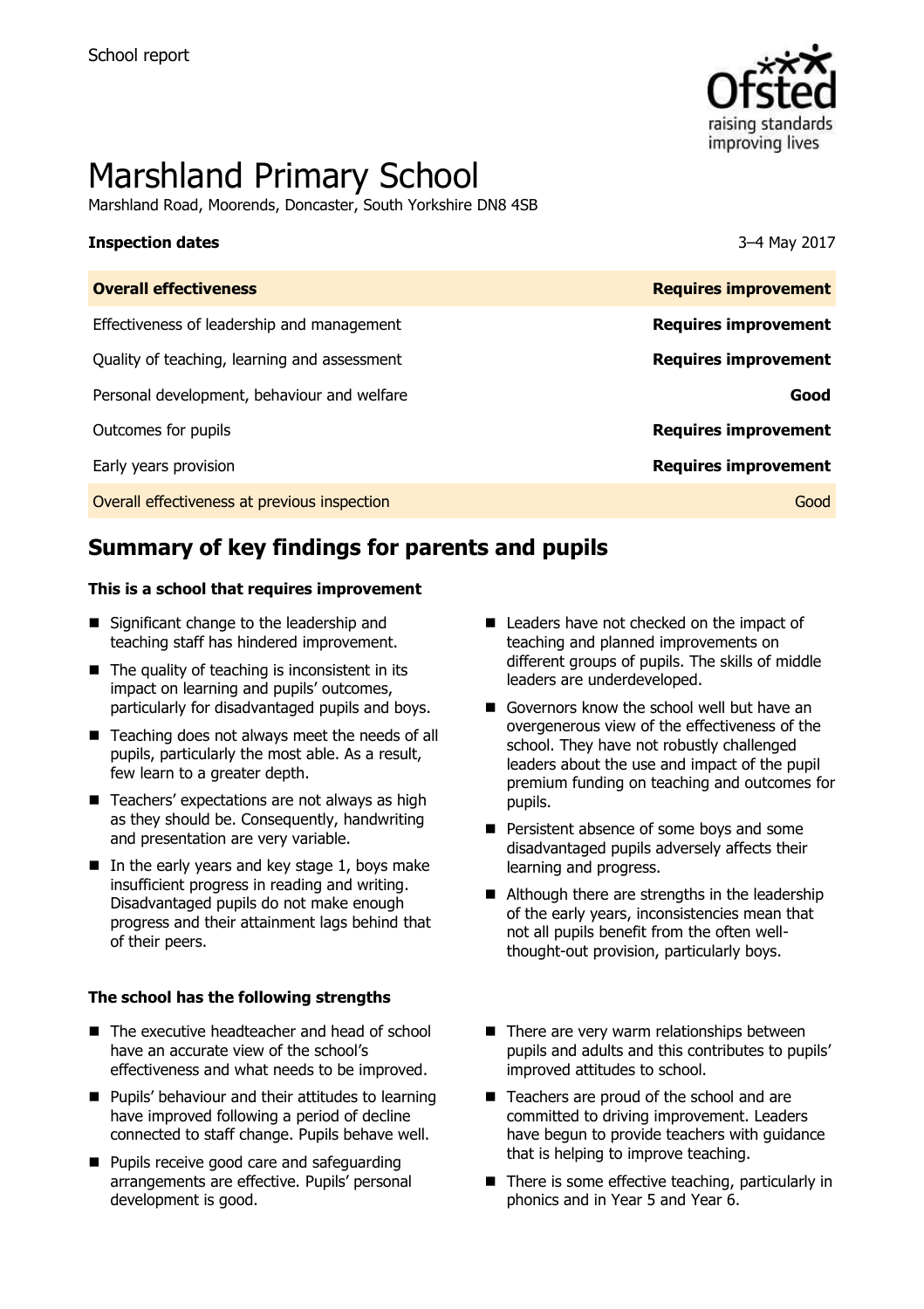School report

# Marshland Primary School

Marshland Road, Moorends, Doncaster, South Yorkshire DN8 4SB

| **Inspection dates** | 3–4 May 2017 |
|---|---|
| **Overall effectiveness** | **Requires improvement** |
| Effectiveness of leadership and management | **Requires improvement** |
| Quality of teaching, learning and assessment | **Requires improvement** |
| Personal development, behaviour and welfare | **Good** |
| Outcomes for pupils | **Requires improvement** |
| Early years provision | **Requires improvement** |
| Overall effectiveness at previous inspection | Good |

## Summary of key findings for parents and pupils

**This is a school that requires improvement**

- Significant change to the leadership and teaching staff has hindered improvement.
- The quality of teaching is inconsistent in its impact on learning and pupils' outcomes, particularly for disadvantaged pupils and boys.
- Teaching does not always meet the needs of all pupils, particularly the most able. As a result, few learn to a greater depth.
- Teachers' expectations are not always as high as they should be. Consequently, handwriting and presentation are very variable.
- In the early years and key stage 1, boys make insufficient progress in reading and writing. Disadvantaged pupils do not make enough progress and their attainment lags behind that of their peers.
- Leaders have not checked on the impact of teaching and planned improvements on different groups of pupils. The skills of middle leaders are underdeveloped.
- Governors know the school well but have an overgenerous view of the effectiveness of the school. They have not robustly challenged leaders about the use and impact of the pupil premium funding on teaching and outcomes for pupils.
- Persistent absence of some boys and some disadvantaged pupils adversely affects their learning and progress.
- Although there are strengths in the leadership of the early years, inconsistencies mean that not all pupils benefit from the often well-thought-out provision, particularly boys.

**The school has the following strengths**

- The executive headteacher and head of school have an accurate view of the school's effectiveness and what needs to be improved.
- Pupils' behaviour and their attitudes to learning have improved following a period of decline connected to staff change. Pupils behave well.
- Pupils receive good care and safeguarding arrangements are effective. Pupils' personal development is good.
- There are very warm relationships between pupils and adults and this contributes to pupils' improved attitudes to school.
- Teachers are proud of the school and are committed to driving improvement. Leaders have begun to provide teachers with guidance that is helping to improve teaching.
- There is some effective teaching, particularly in phonics and in Year 5 and Year 6.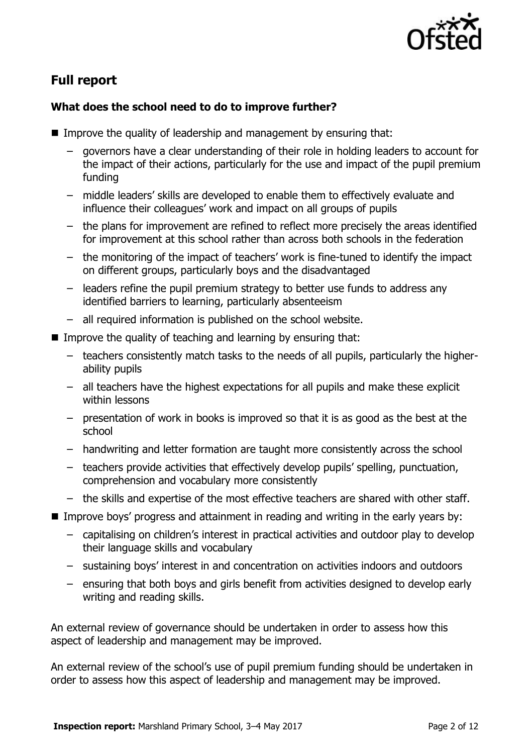## Full report

### What does the school need to do to improve further?

- Improve the quality of leadership and management by ensuring that:
  - governors have a clear understanding of their role in holding leaders to account for the impact of their actions, particularly for the use and impact of the pupil premium funding
  - middle leaders' skills are developed to enable them to effectively evaluate and influence their colleagues' work and impact on all groups of pupils
  - the plans for improvement are refined to reflect more precisely the areas identified for improvement at this school rather than across both schools in the federation
  - the monitoring of the impact of teachers' work is fine-tuned to identify the impact on different groups, particularly boys and the disadvantaged
  - leaders refine the pupil premium strategy to better use funds to address any identified barriers to learning, particularly absenteeism
  - all required information is published on the school website.
- Improve the quality of teaching and learning by ensuring that:
  - teachers consistently match tasks to the needs of all pupils, particularly the higher-ability pupils
  - all teachers have the highest expectations for all pupils and make these explicit within lessons
  - presentation of work in books is improved so that it is as good as the best at the school
  - handwriting and letter formation are taught more consistently across the school
  - teachers provide activities that effectively develop pupils' spelling, punctuation, comprehension and vocabulary more consistently
  - the skills and expertise of the most effective teachers are shared with other staff.
- Improve boys' progress and attainment in reading and writing in the early years by:
  - capitalising on children's interest in practical activities and outdoor play to develop their language skills and vocabulary
  - sustaining boys' interest in and concentration on activities indoors and outdoors
  - ensuring that both boys and girls benefit from activities designed to develop early writing and reading skills.

An external review of governance should be undertaken in order to assess how this aspect of leadership and management may be improved.

An external review of the school's use of pupil premium funding should be undertaken in order to assess how this aspect of leadership and management may be improved.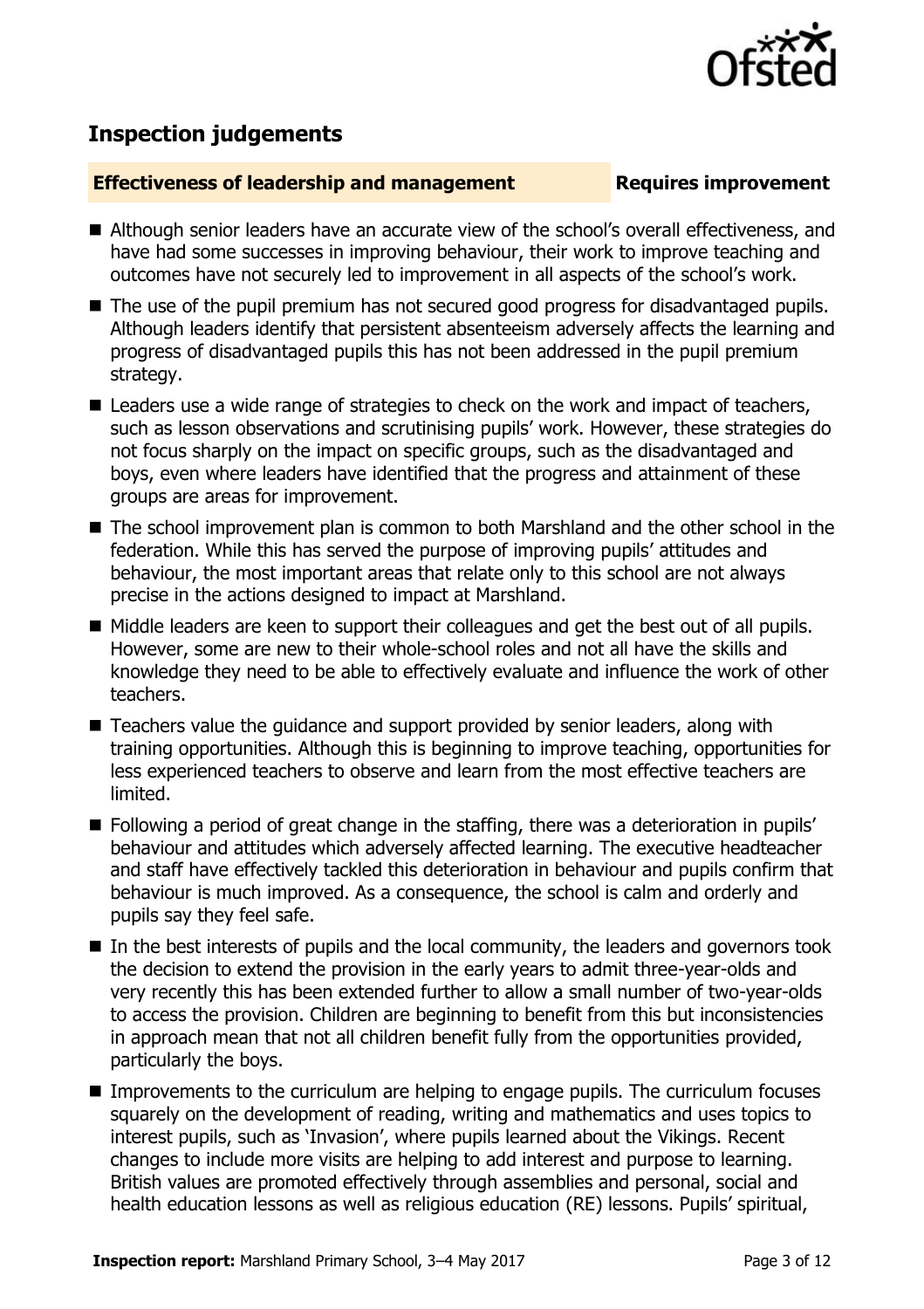## Inspection judgements

**Effectiveness of leadership and management** **Requires improvement**

- Although senior leaders have an accurate view of the school's overall effectiveness, and have had some successes in improving behaviour, their work to improve teaching and outcomes have not securely led to improvement in all aspects of the school's work.
- The use of the pupil premium has not secured good progress for disadvantaged pupils. Although leaders identify that persistent absenteeism adversely affects the learning and progress of disadvantaged pupils this has not been addressed in the pupil premium strategy.
- Leaders use a wide range of strategies to check on the work and impact of teachers, such as lesson observations and scrutinising pupils' work. However, these strategies do not focus sharply on the impact on specific groups, such as the disadvantaged and boys, even where leaders have identified that the progress and attainment of these groups are areas for improvement.
- The school improvement plan is common to both Marshland and the other school in the federation. While this has served the purpose of improving pupils' attitudes and behaviour, the most important areas that relate only to this school are not always precise in the actions designed to impact at Marshland.
- Middle leaders are keen to support their colleagues and get the best out of all pupils. However, some are new to their whole-school roles and not all have the skills and knowledge they need to be able to effectively evaluate and influence the work of other teachers.
- Teachers value the guidance and support provided by senior leaders, along with training opportunities. Although this is beginning to improve teaching, opportunities for less experienced teachers to observe and learn from the most effective teachers are limited.
- Following a period of great change in the staffing, there was a deterioration in pupils' behaviour and attitudes which adversely affected learning. The executive headteacher and staff have effectively tackled this deterioration in behaviour and pupils confirm that behaviour is much improved. As a consequence, the school is calm and orderly and pupils say they feel safe.
- In the best interests of pupils and the local community, the leaders and governors took the decision to extend the provision in the early years to admit three-year-olds and very recently this has been extended further to allow a small number of two-year-olds to access the provision. Children are beginning to benefit from this but inconsistencies in approach mean that not all children benefit fully from the opportunities provided, particularly the boys.
- Improvements to the curriculum are helping to engage pupils. The curriculum focuses squarely on the development of reading, writing and mathematics and uses topics to interest pupils, such as 'Invasion', where pupils learned about the Vikings. Recent changes to include more visits are helping to add interest and purpose to learning. British values are promoted effectively through assemblies and personal, social and health education lessons as well as religious education (RE) lessons. Pupils' spiritual,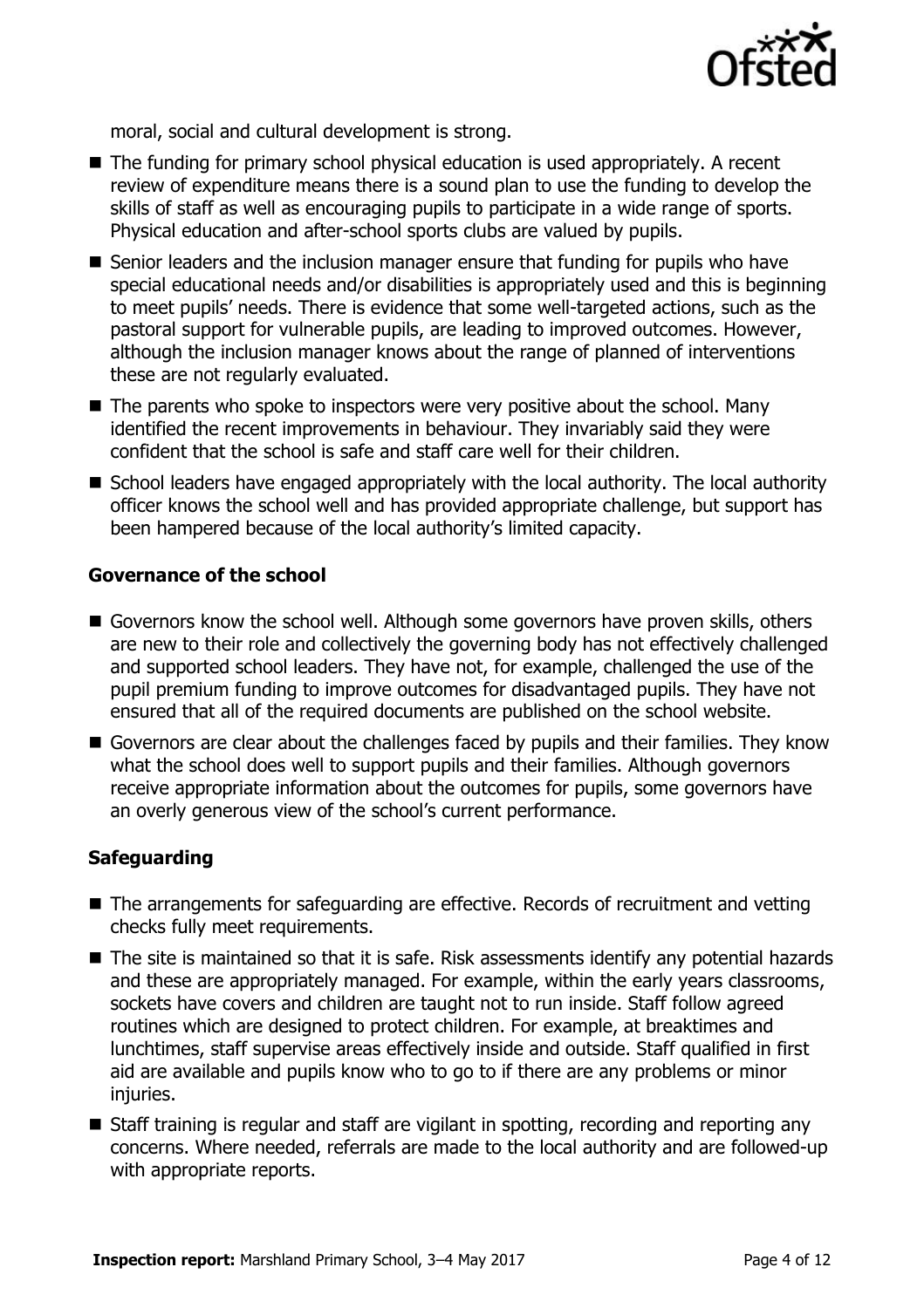moral, social and cultural development is strong.

- The funding for primary school physical education is used appropriately. A recent review of expenditure means there is a sound plan to use the funding to develop the skills of staff as well as encouraging pupils to participate in a wide range of sports. Physical education and after-school sports clubs are valued by pupils.
- Senior leaders and the inclusion manager ensure that funding for pupils who have special educational needs and/or disabilities is appropriately used and this is beginning to meet pupils' needs. There is evidence that some well-targeted actions, such as the pastoral support for vulnerable pupils, are leading to improved outcomes. However, although the inclusion manager knows about the range of planned of interventions these are not regularly evaluated.
- The parents who spoke to inspectors were very positive about the school. Many identified the recent improvements in behaviour. They invariably said they were confident that the school is safe and staff care well for their children.
- School leaders have engaged appropriately with the local authority. The local authority officer knows the school well and has provided appropriate challenge, but support has been hampered because of the local authority's limited capacity.

### Governance of the school

- Governors know the school well. Although some governors have proven skills, others are new to their role and collectively the governing body has not effectively challenged and supported school leaders. They have not, for example, challenged the use of the pupil premium funding to improve outcomes for disadvantaged pupils. They have not ensured that all of the required documents are published on the school website.
- Governors are clear about the challenges faced by pupils and their families. They know what the school does well to support pupils and their families. Although governors receive appropriate information about the outcomes for pupils, some governors have an overly generous view of the school's current performance.

### Safeguarding

- The arrangements for safeguarding are effective. Records of recruitment and vetting checks fully meet requirements.
- The site is maintained so that it is safe. Risk assessments identify any potential hazards and these are appropriately managed. For example, within the early years classrooms, sockets have covers and children are taught not to run inside. Staff follow agreed routines which are designed to protect children. For example, at breaktimes and lunchtimes, staff supervise areas effectively inside and outside. Staff qualified in first aid are available and pupils know who to go to if there are any problems or minor injuries.
- Staff training is regular and staff are vigilant in spotting, recording and reporting any concerns. Where needed, referrals are made to the local authority and are followed-up with appropriate reports.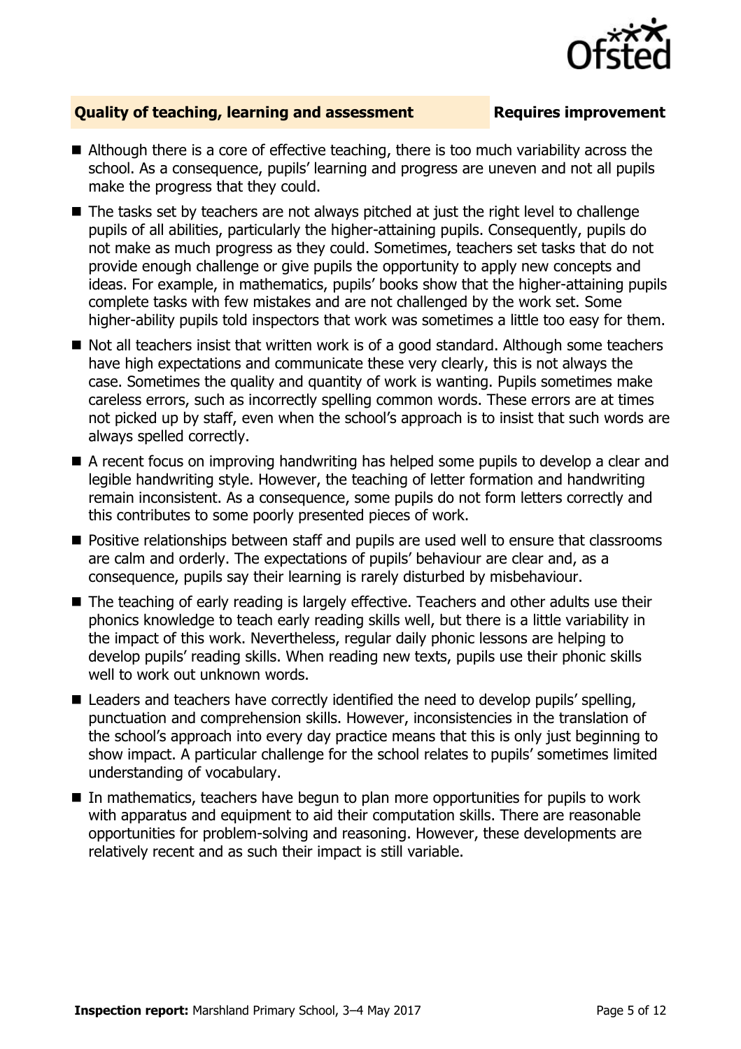## Quality of teaching, learning and assessment — Requires improvement

- Although there is a core of effective teaching, there is too much variability across the school. As a consequence, pupils' learning and progress are uneven and not all pupils make the progress that they could.
- The tasks set by teachers are not always pitched at just the right level to challenge pupils of all abilities, particularly the higher-attaining pupils. Consequently, pupils do not make as much progress as they could. Sometimes, teachers set tasks that do not provide enough challenge or give pupils the opportunity to apply new concepts and ideas. For example, in mathematics, pupils' books show that the higher-attaining pupils complete tasks with few mistakes and are not challenged by the work set. Some higher-ability pupils told inspectors that work was sometimes a little too easy for them.
- Not all teachers insist that written work is of a good standard. Although some teachers have high expectations and communicate these very clearly, this is not always the case. Sometimes the quality and quantity of work is wanting. Pupils sometimes make careless errors, such as incorrectly spelling common words. These errors are at times not picked up by staff, even when the school's approach is to insist that such words are always spelled correctly.
- A recent focus on improving handwriting has helped some pupils to develop a clear and legible handwriting style. However, the teaching of letter formation and handwriting remain inconsistent. As a consequence, some pupils do not form letters correctly and this contributes to some poorly presented pieces of work.
- Positive relationships between staff and pupils are used well to ensure that classrooms are calm and orderly. The expectations of pupils' behaviour are clear and, as a consequence, pupils say their learning is rarely disturbed by misbehaviour.
- The teaching of early reading is largely effective. Teachers and other adults use their phonics knowledge to teach early reading skills well, but there is a little variability in the impact of this work. Nevertheless, regular daily phonic lessons are helping to develop pupils' reading skills. When reading new texts, pupils use their phonic skills well to work out unknown words.
- Leaders and teachers have correctly identified the need to develop pupils' spelling, punctuation and comprehension skills. However, inconsistencies in the translation of the school's approach into every day practice means that this is only just beginning to show impact. A particular challenge for the school relates to pupils' sometimes limited understanding of vocabulary.
- In mathematics, teachers have begun to plan more opportunities for pupils to work with apparatus and equipment to aid their computation skills. There are reasonable opportunities for problem-solving and reasoning. However, these developments are relatively recent and as such their impact is still variable.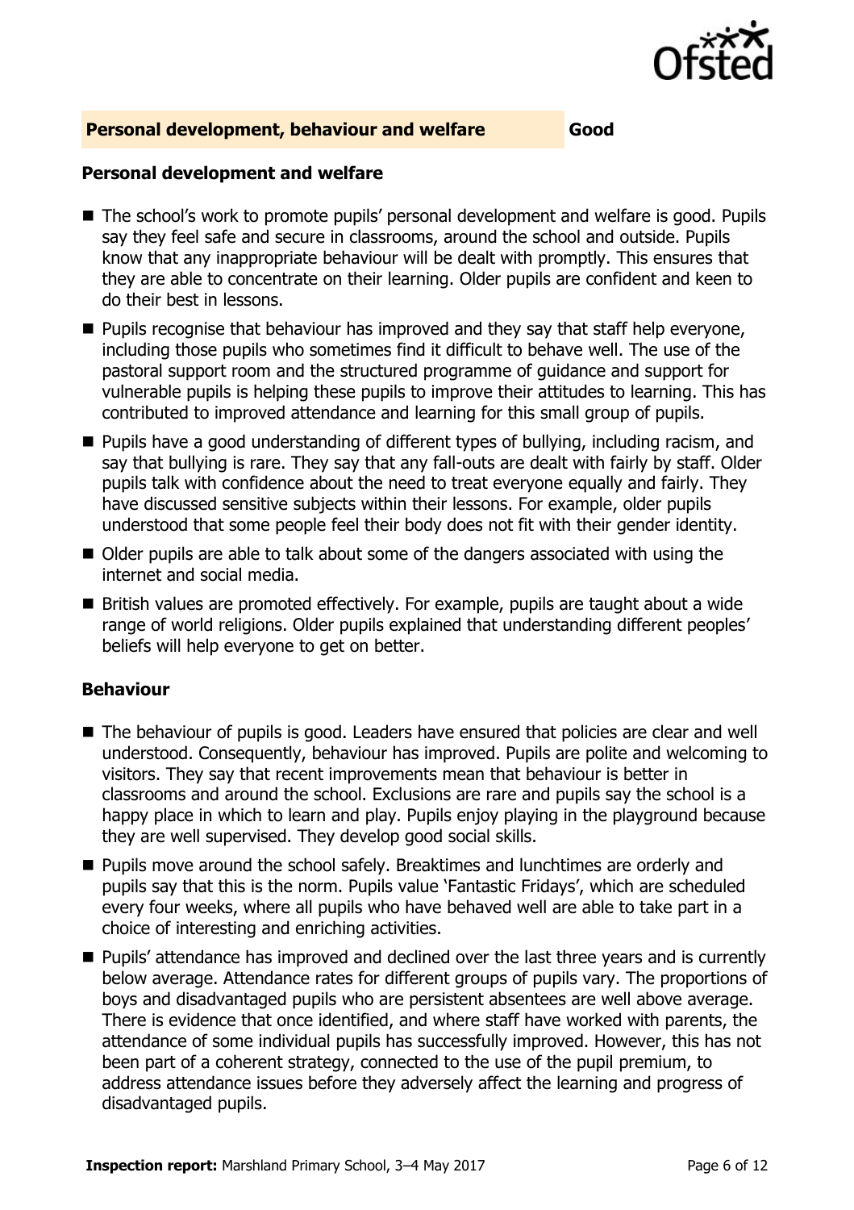## Personal development, behaviour and welfare — Good

### Personal development and welfare

- The school's work to promote pupils' personal development and welfare is good. Pupils say they feel safe and secure in classrooms, around the school and outside. Pupils know that any inappropriate behaviour will be dealt with promptly. This ensures that they are able to concentrate on their learning. Older pupils are confident and keen to do their best in lessons.
- Pupils recognise that behaviour has improved and they say that staff help everyone, including those pupils who sometimes find it difficult to behave well. The use of the pastoral support room and the structured programme of guidance and support for vulnerable pupils is helping these pupils to improve their attitudes to learning. This has contributed to improved attendance and learning for this small group of pupils.
- Pupils have a good understanding of different types of bullying, including racism, and say that bullying is rare. They say that any fall-outs are dealt with fairly by staff. Older pupils talk with confidence about the need to treat everyone equally and fairly. They have discussed sensitive subjects within their lessons. For example, older pupils understood that some people feel their body does not fit with their gender identity.
- Older pupils are able to talk about some of the dangers associated with using the internet and social media.
- British values are promoted effectively. For example, pupils are taught about a wide range of world religions. Older pupils explained that understanding different peoples' beliefs will help everyone to get on better.

### Behaviour

- The behaviour of pupils is good. Leaders have ensured that policies are clear and well understood. Consequently, behaviour has improved. Pupils are polite and welcoming to visitors. They say that recent improvements mean that behaviour is better in classrooms and around the school. Exclusions are rare and pupils say the school is a happy place in which to learn and play. Pupils enjoy playing in the playground because they are well supervised. They develop good social skills.
- Pupils move around the school safely. Breaktimes and lunchtimes are orderly and pupils say that this is the norm. Pupils value 'Fantastic Fridays', which are scheduled every four weeks, where all pupils who have behaved well are able to take part in a choice of interesting and enriching activities.
- Pupils' attendance has improved and declined over the last three years and is currently below average. Attendance rates for different groups of pupils vary. The proportions of boys and disadvantaged pupils who are persistent absentees are well above average. There is evidence that once identified, and where staff have worked with parents, the attendance of some individual pupils has successfully improved. However, this has not been part of a coherent strategy, connected to the use of the pupil premium, to address attendance issues before they adversely affect the learning and progress of disadvantaged pupils.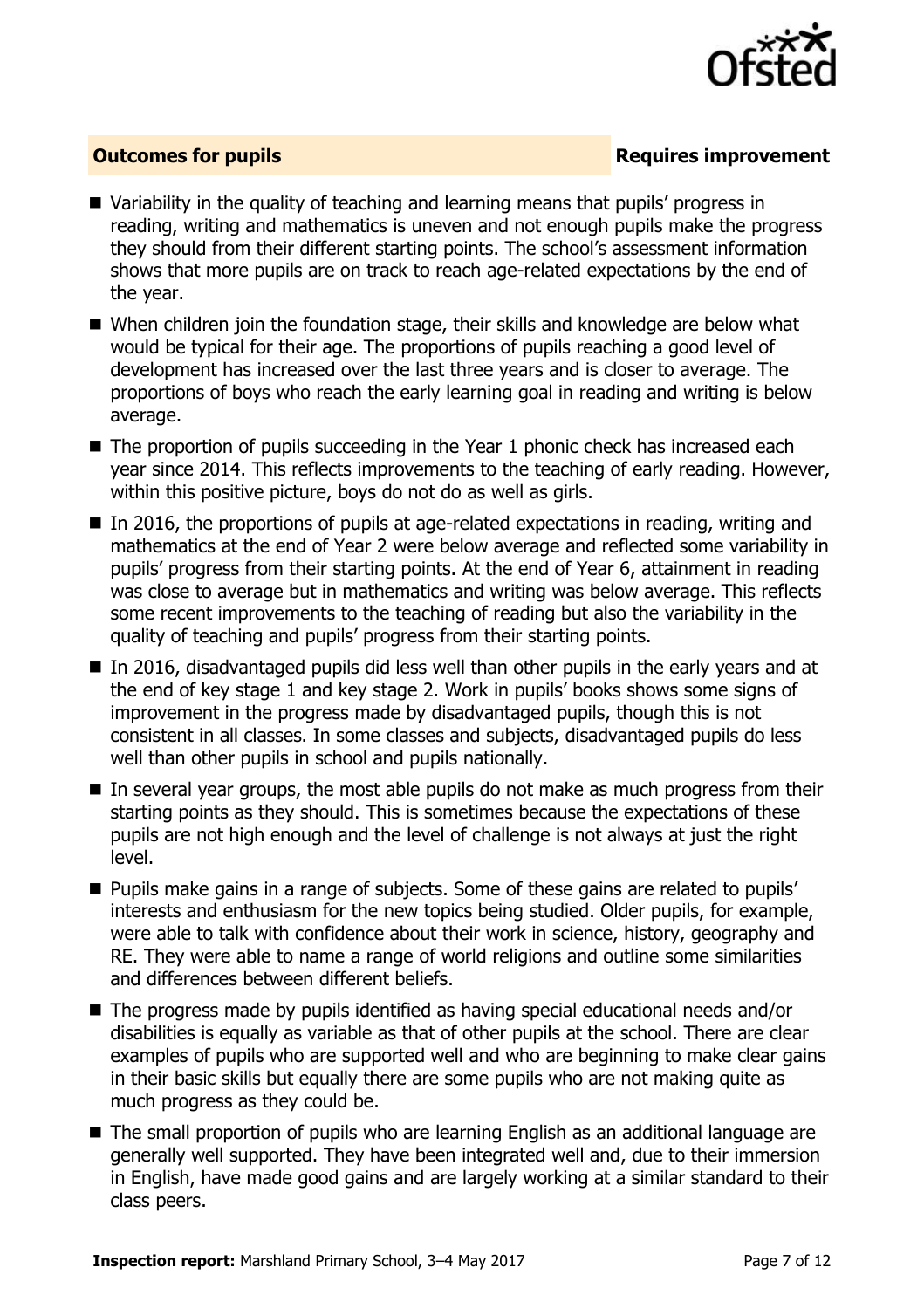## Outcomes for pupils — Requires improvement

- Variability in the quality of teaching and learning means that pupils' progress in reading, writing and mathematics is uneven and not enough pupils make the progress they should from their different starting points. The school's assessment information shows that more pupils are on track to reach age-related expectations by the end of the year.
- When children join the foundation stage, their skills and knowledge are below what would be typical for their age. The proportions of pupils reaching a good level of development has increased over the last three years and is closer to average. The proportions of boys who reach the early learning goal in reading and writing is below average.
- The proportion of pupils succeeding in the Year 1 phonic check has increased each year since 2014. This reflects improvements to the teaching of early reading. However, within this positive picture, boys do not do as well as girls.
- In 2016, the proportions of pupils at age-related expectations in reading, writing and mathematics at the end of Year 2 were below average and reflected some variability in pupils' progress from their starting points. At the end of Year 6, attainment in reading was close to average but in mathematics and writing was below average. This reflects some recent improvements to the teaching of reading but also the variability in the quality of teaching and pupils' progress from their starting points.
- In 2016, disadvantaged pupils did less well than other pupils in the early years and at the end of key stage 1 and key stage 2. Work in pupils' books shows some signs of improvement in the progress made by disadvantaged pupils, though this is not consistent in all classes. In some classes and subjects, disadvantaged pupils do less well than other pupils in school and pupils nationally.
- In several year groups, the most able pupils do not make as much progress from their starting points as they should. This is sometimes because the expectations of these pupils are not high enough and the level of challenge is not always at just the right level.
- Pupils make gains in a range of subjects. Some of these gains are related to pupils' interests and enthusiasm for the new topics being studied. Older pupils, for example, were able to talk with confidence about their work in science, history, geography and RE. They were able to name a range of world religions and outline some similarities and differences between different beliefs.
- The progress made by pupils identified as having special educational needs and/or disabilities is equally as variable as that of other pupils at the school. There are clear examples of pupils who are supported well and who are beginning to make clear gains in their basic skills but equally there are some pupils who are not making quite as much progress as they could be.
- The small proportion of pupils who are learning English as an additional language are generally well supported. They have been integrated well and, due to their immersion in English, have made good gains and are largely working at a similar standard to their class peers.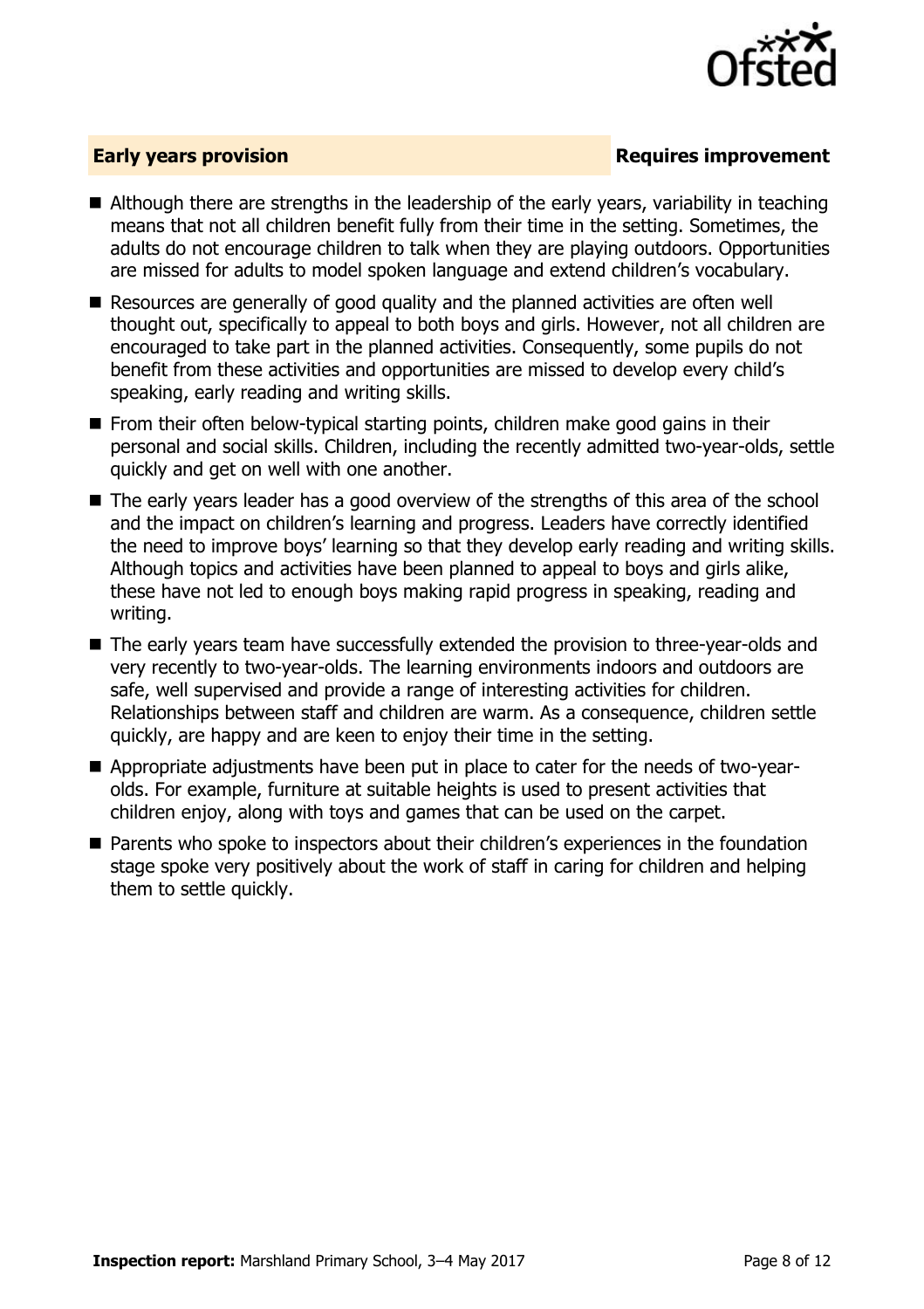## Early years provision **Requires improvement**

- Although there are strengths in the leadership of the early years, variability in teaching means that not all children benefit fully from their time in the setting. Sometimes, the adults do not encourage children to talk when they are playing outdoors. Opportunities are missed for adults to model spoken language and extend children's vocabulary.
- Resources are generally of good quality and the planned activities are often well thought out, specifically to appeal to both boys and girls. However, not all children are encouraged to take part in the planned activities. Consequently, some pupils do not benefit from these activities and opportunities are missed to develop every child's speaking, early reading and writing skills.
- From their often below-typical starting points, children make good gains in their personal and social skills. Children, including the recently admitted two-year-olds, settle quickly and get on well with one another.
- The early years leader has a good overview of the strengths of this area of the school and the impact on children's learning and progress. Leaders have correctly identified the need to improve boys' learning so that they develop early reading and writing skills. Although topics and activities have been planned to appeal to boys and girls alike, these have not led to enough boys making rapid progress in speaking, reading and writing.
- The early years team have successfully extended the provision to three-year-olds and very recently to two-year-olds. The learning environments indoors and outdoors are safe, well supervised and provide a range of interesting activities for children. Relationships between staff and children are warm. As a consequence, children settle quickly, are happy and are keen to enjoy their time in the setting.
- Appropriate adjustments have been put in place to cater for the needs of two-year-olds. For example, furniture at suitable heights is used to present activities that children enjoy, along with toys and games that can be used on the carpet.
- Parents who spoke to inspectors about their children's experiences in the foundation stage spoke very positively about the work of staff in caring for children and helping them to settle quickly.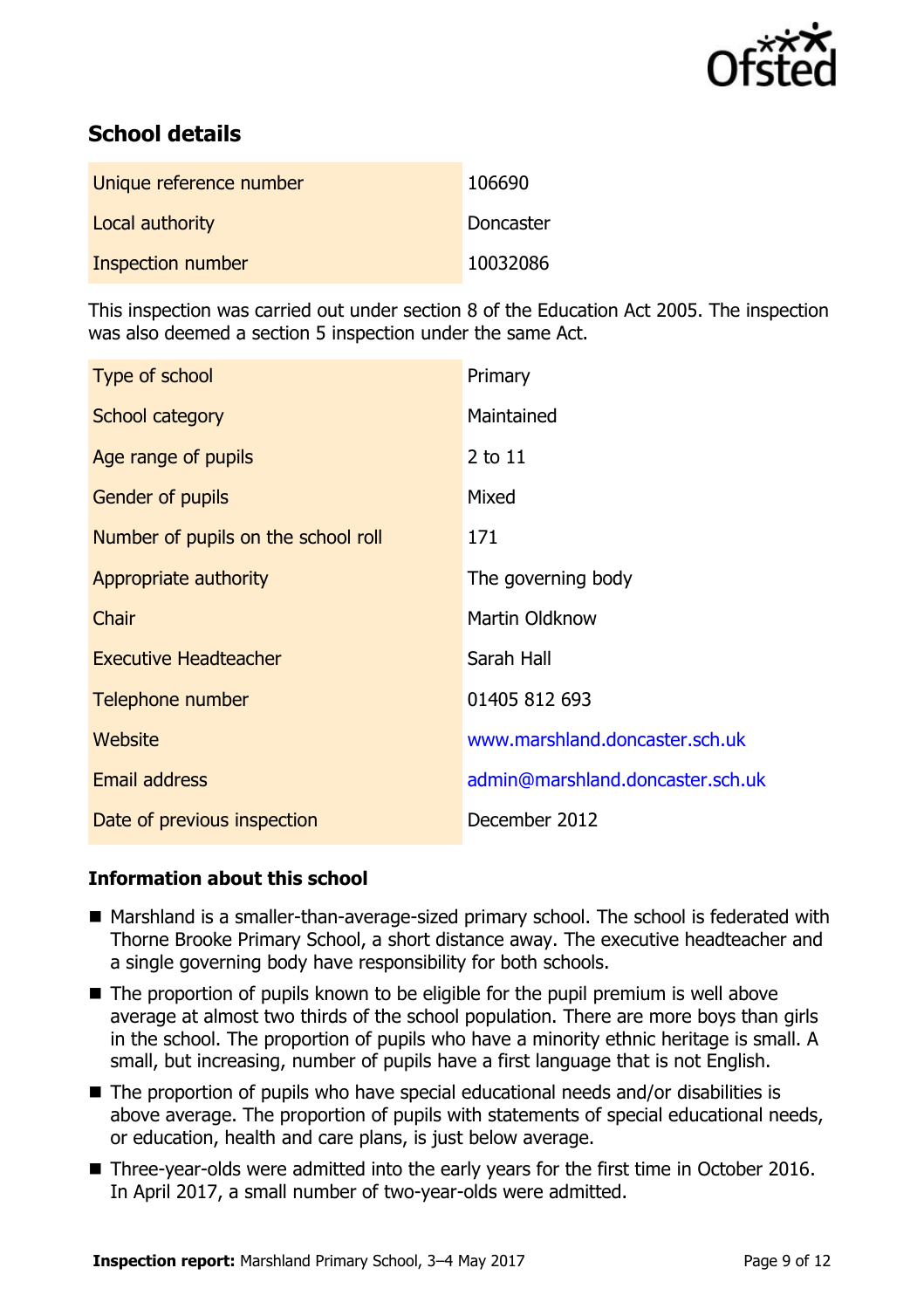## School details

| Unique reference number | 106690 |
| --- | --- |
| Local authority | Doncaster |
| Inspection number | 10032086 |

This inspection was carried out under section 8 of the Education Act 2005. The inspection was also deemed a section 5 inspection under the same Act.

| Type of school | Primary |
| --- | --- |
| School category | Maintained |
| Age range of pupils | 2 to 11 |
| Gender of pupils | Mixed |
| Number of pupils on the school roll | 171 |
| Appropriate authority | The governing body |
| Chair | Martin Oldknow |
| Executive Headteacher | Sarah Hall |
| Telephone number | 01405 812 693 |
| Website | www.marshland.doncaster.sch.uk |
| Email address | admin@marshland.doncaster.sch.uk |
| Date of previous inspection | December 2012 |

### Information about this school

- Marshland is a smaller-than-average-sized primary school. The school is federated with Thorne Brooke Primary School, a short distance away. The executive headteacher and a single governing body have responsibility for both schools.
- The proportion of pupils known to be eligible for the pupil premium is well above average at almost two thirds of the school population. There are more boys than girls in the school. The proportion of pupils who have a minority ethnic heritage is small. A small, but increasing, number of pupils have a first language that is not English.
- The proportion of pupils who have special educational needs and/or disabilities is above average. The proportion of pupils with statements of special educational needs, or education, health and care plans, is just below average.
- Three-year-olds were admitted into the early years for the first time in October 2016. In April 2017, a small number of two-year-olds were admitted.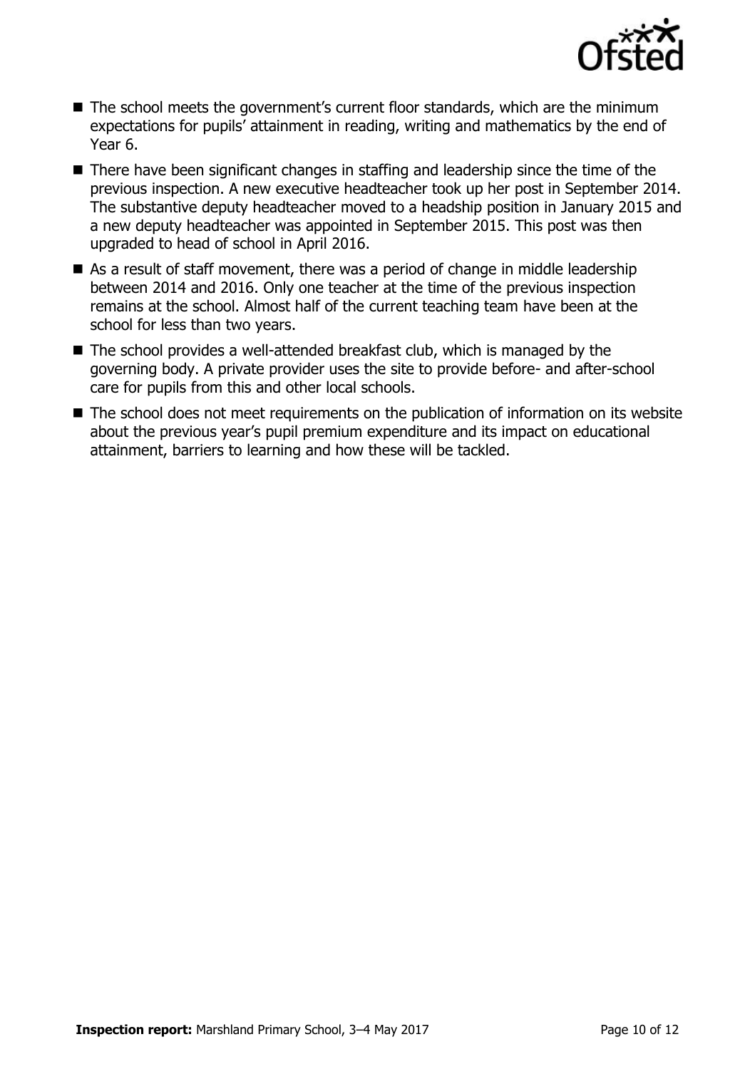- The school meets the government's current floor standards, which are the minimum expectations for pupils' attainment in reading, writing and mathematics by the end of Year 6.
- There have been significant changes in staffing and leadership since the time of the previous inspection. A new executive headteacher took up her post in September 2014. The substantive deputy headteacher moved to a headship position in January 2015 and a new deputy headteacher was appointed in September 2015. This post was then upgraded to head of school in April 2016.
- As a result of staff movement, there was a period of change in middle leadership between 2014 and 2016. Only one teacher at the time of the previous inspection remains at the school. Almost half of the current teaching team have been at the school for less than two years.
- The school provides a well-attended breakfast club, which is managed by the governing body. A private provider uses the site to provide before- and after-school care for pupils from this and other local schools.
- The school does not meet requirements on the publication of information on its website about the previous year's pupil premium expenditure and its impact on educational attainment, barriers to learning and how these will be tackled.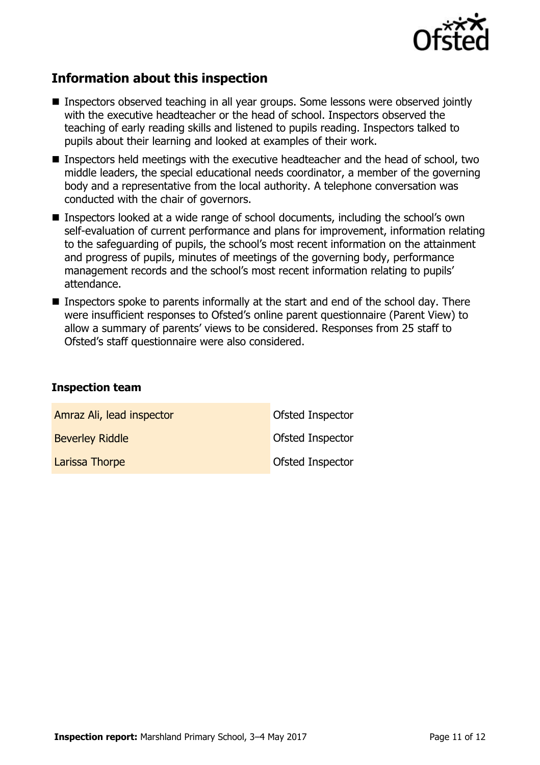## Information about this inspection

- Inspectors observed teaching in all year groups. Some lessons were observed jointly with the executive headteacher or the head of school. Inspectors observed the teaching of early reading skills and listened to pupils reading. Inspectors talked to pupils about their learning and looked at examples of their work.
- Inspectors held meetings with the executive headteacher and the head of school, two middle leaders, the special educational needs coordinator, a member of the governing body and a representative from the local authority. A telephone conversation was conducted with the chair of governors.
- Inspectors looked at a wide range of school documents, including the school's own self-evaluation of current performance and plans for improvement, information relating to the safeguarding of pupils, the school's most recent information on the attainment and progress of pupils, minutes of meetings of the governing body, performance management records and the school's most recent information relating to pupils' attendance.
- Inspectors spoke to parents informally at the start and end of the school day. There were insufficient responses to Ofsted's online parent questionnaire (Parent View) to allow a summary of parents' views to be considered. Responses from 25 staff to Ofsted's staff questionnaire were also considered.

### Inspection team

| | |
|---|---|
| Amraz Ali, lead inspector | Ofsted Inspector |
| Beverley Riddle | Ofsted Inspector |
| Larissa Thorpe | Ofsted Inspector |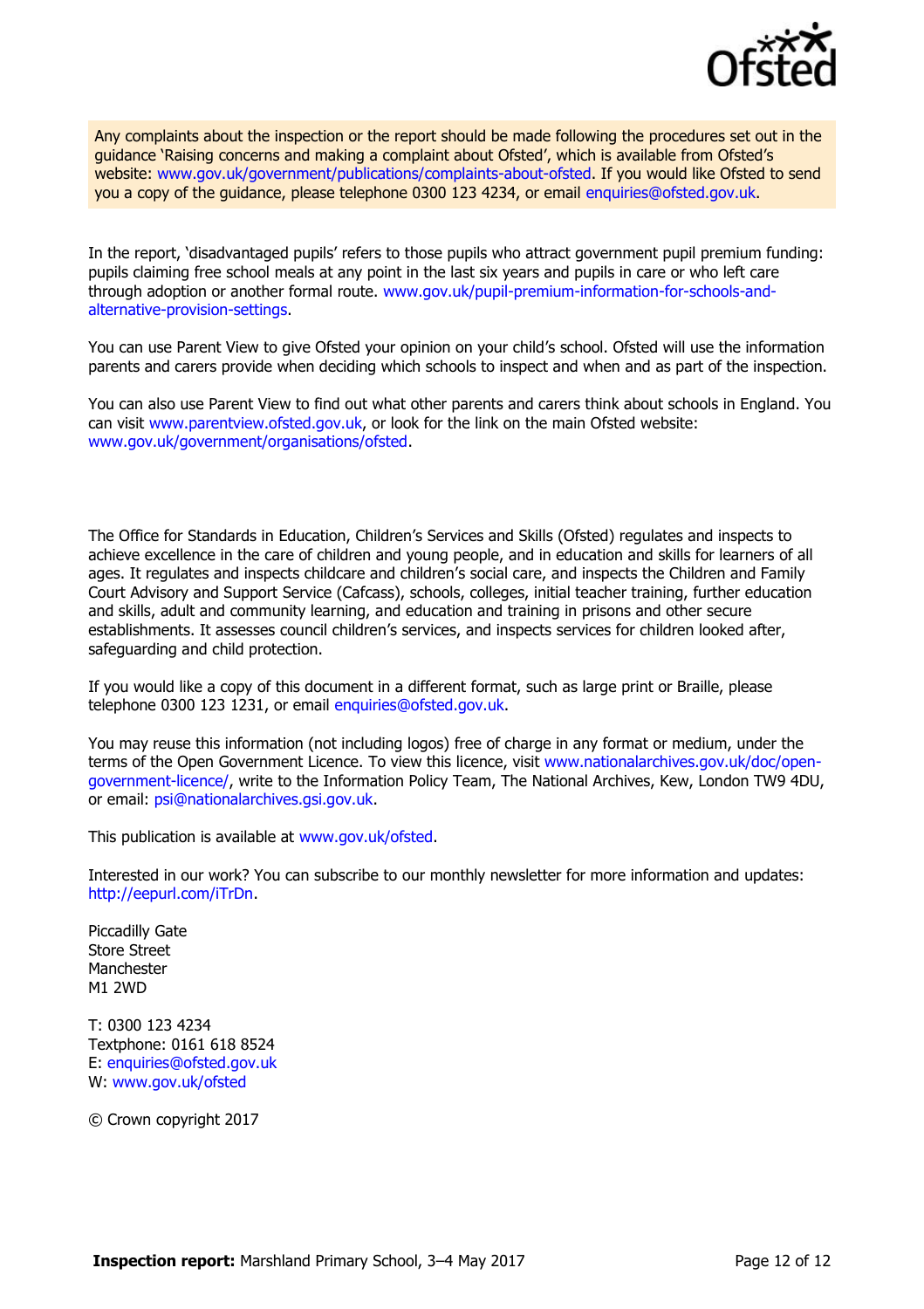Any complaints about the inspection or the report should be made following the procedures set out in the guidance 'Raising concerns and making a complaint about Ofsted', which is available from Ofsted's website: www.gov.uk/government/publications/complaints-about-ofsted. If you would like Ofsted to send you a copy of the guidance, please telephone 0300 123 4234, or email enquiries@ofsted.gov.uk.

In the report, 'disadvantaged pupils' refers to those pupils who attract government pupil premium funding: pupils claiming free school meals at any point in the last six years and pupils in care or who left care through adoption or another formal route. www.gov.uk/pupil-premium-information-for-schools-and-alternative-provision-settings.

You can use Parent View to give Ofsted your opinion on your child's school. Ofsted will use the information parents and carers provide when deciding which schools to inspect and when and as part of the inspection.

You can also use Parent View to find out what other parents and carers think about schools in England. You can visit www.parentview.ofsted.gov.uk, or look for the link on the main Ofsted website: www.gov.uk/government/organisations/ofsted.

The Office for Standards in Education, Children's Services and Skills (Ofsted) regulates and inspects to achieve excellence in the care of children and young people, and in education and skills for learners of all ages. It regulates and inspects childcare and children's social care, and inspects the Children and Family Court Advisory and Support Service (Cafcass), schools, colleges, initial teacher training, further education and skills, adult and community learning, and education and training in prisons and other secure establishments. It assesses council children's services, and inspects services for children looked after, safeguarding and child protection.

If you would like a copy of this document in a different format, such as large print or Braille, please telephone 0300 123 1231, or email enquiries@ofsted.gov.uk.

You may reuse this information (not including logos) free of charge in any format or medium, under the terms of the Open Government Licence. To view this licence, visit www.nationalarchives.gov.uk/doc/open-government-licence/, write to the Information Policy Team, The National Archives, Kew, London TW9 4DU, or email: psi@nationalarchives.gsi.gov.uk.

This publication is available at www.gov.uk/ofsted.

Interested in our work? You can subscribe to our monthly newsletter for more information and updates: http://eepurl.com/iTrDn.

Piccadilly Gate
Store Street
Manchester
M1 2WD

T: 0300 123 4234
Textphone: 0161 618 8524
E: enquiries@ofsted.gov.uk
W: www.gov.uk/ofsted

© Crown copyright 2017